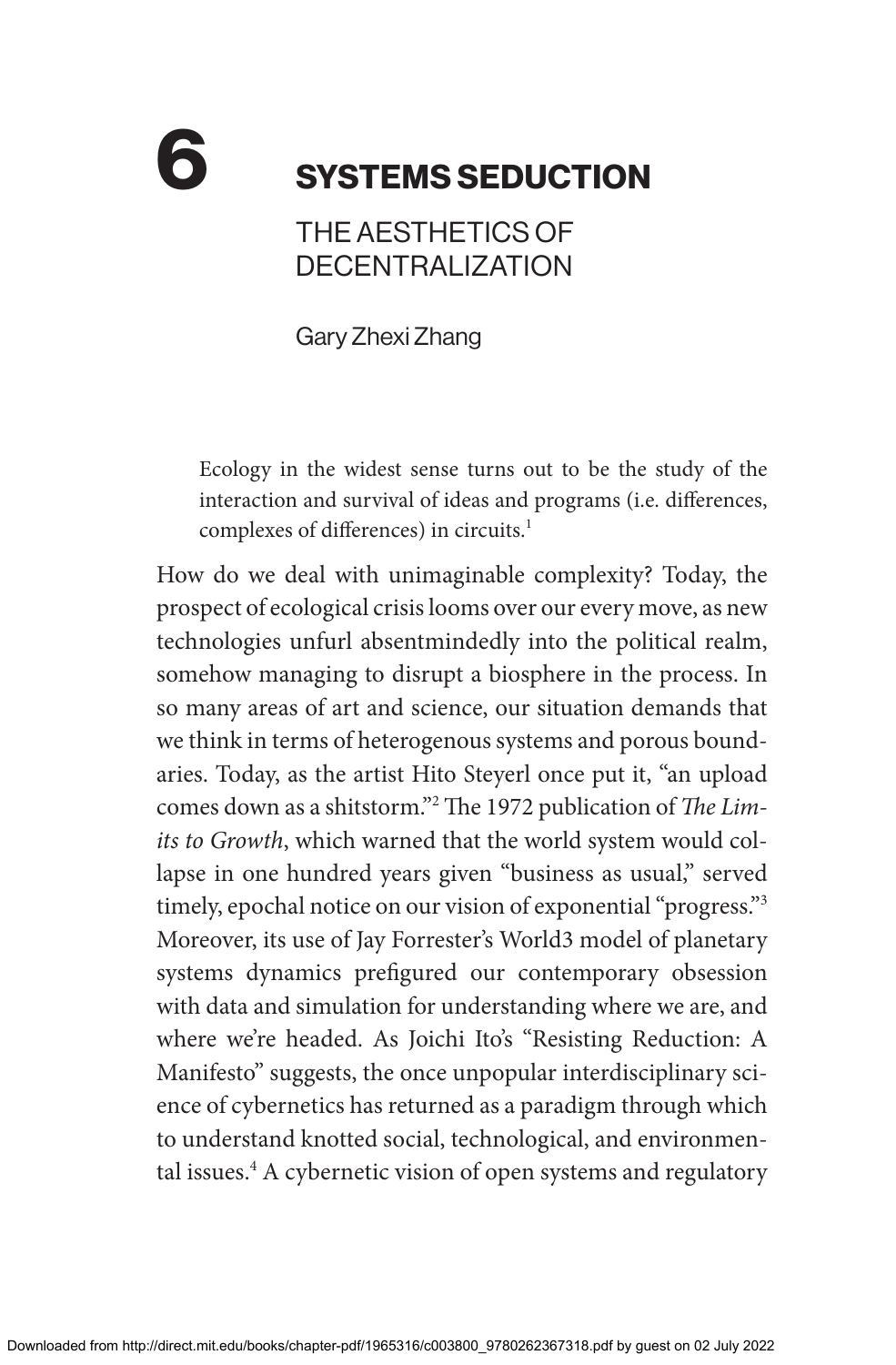# 6 SYSTEMS SEDUCTION

## THE AESTHETICS OF DECENTRALIZATION

Gary Zhexi Zhang

> Ecology in the widest sense turns out to be the study of the interaction and survival of ideas and programs (i.e. differences, complexes of differences) in circuits.[1]

How do we deal with unimaginable complexity? Today, the prospect of ecological crisis looms over our every move, as new technologies unfurl absentmindedly into the political realm, somehow managing to disrupt a biosphere in the process. In so many areas of art and science, our situation demands that we think in terms of heterogenous systems and porous boundaries. Today, as the artist Hito Steyerl once put it, "an upload comes down as a shitstorm."[2] The 1972 publication of *The Limits to Growth*, which warned that the world system would collapse in one hundred years given "business as usual," served timely, epochal notice on our vision of exponential "progress."[3] Moreover, its use of Jay Forrester's World3 model of planetary systems dynamics prefigured our contemporary obsession with data and simulation for understanding where we are, and where we're headed. As Joichi Ito's "Resisting Reduction: A Manifesto" suggests, the once unpopular interdisciplinary science of cybernetics has returned as a paradigm through which to understand knotted social, technological, and environmental issues.[4] A cybernetic vision of open systems and regulatory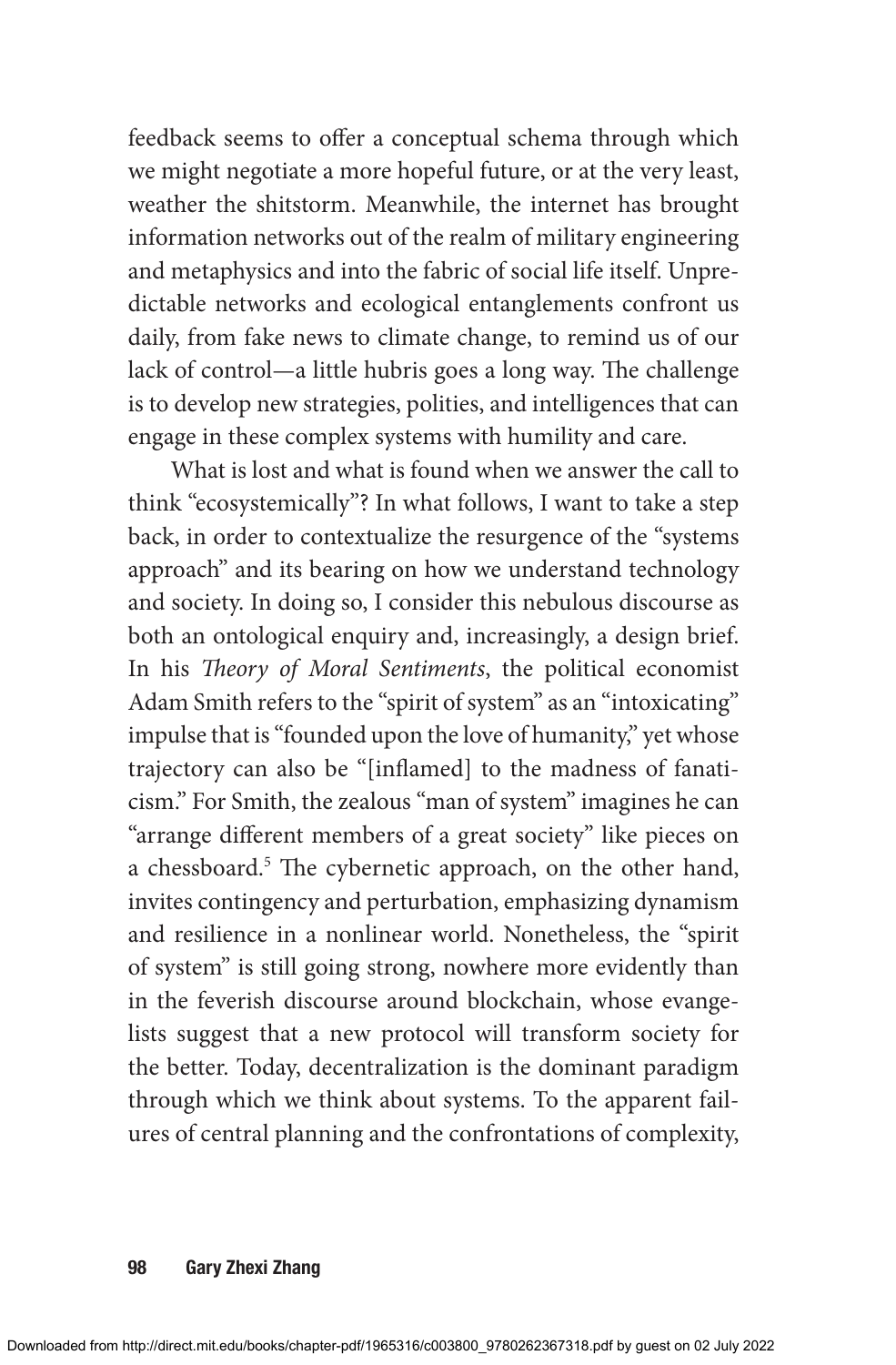feedback seems to offer a conceptual schema through which we might negotiate a more hopeful future, or at the very least, weather the shitstorm. Meanwhile, the internet has brought information networks out of the realm of military engineering and metaphysics and into the fabric of social life itself. Unpredictable networks and ecological entanglements confront us daily, from fake news to climate change, to remind us of our lack of control—a little hubris goes a long way. The challenge is to develop new strategies, polities, and intelligences that can engage in these complex systems with humility and care.

What is lost and what is found when we answer the call to think "ecosystemically"? In what follows, I want to take a step back, in order to contextualize the resurgence of the "systems approach" and its bearing on how we understand technology and society. In doing so, I consider this nebulous discourse as both an ontological enquiry and, increasingly, a design brief. In his *Theory of Moral Sentiments*, the political economist Adam Smith refers to the "spirit of system" as an "intoxicating" impulse that is "founded upon the love of humanity," yet whose trajectory can also be "[inflamed] to the madness of fanaticism." For Smith, the zealous "man of system" imagines he can "arrange different members of a great society" like pieces on a chessboard.[5] The cybernetic approach, on the other hand, invites contingency and perturbation, emphasizing dynamism and resilience in a nonlinear world. Nonetheless, the "spirit of system" is still going strong, nowhere more evidently than in the feverish discourse around blockchain, whose evangelists suggest that a new protocol will transform society for the better. Today, decentralization is the dominant paradigm through which we think about systems. To the apparent failures of central planning and the confrontations of complexity,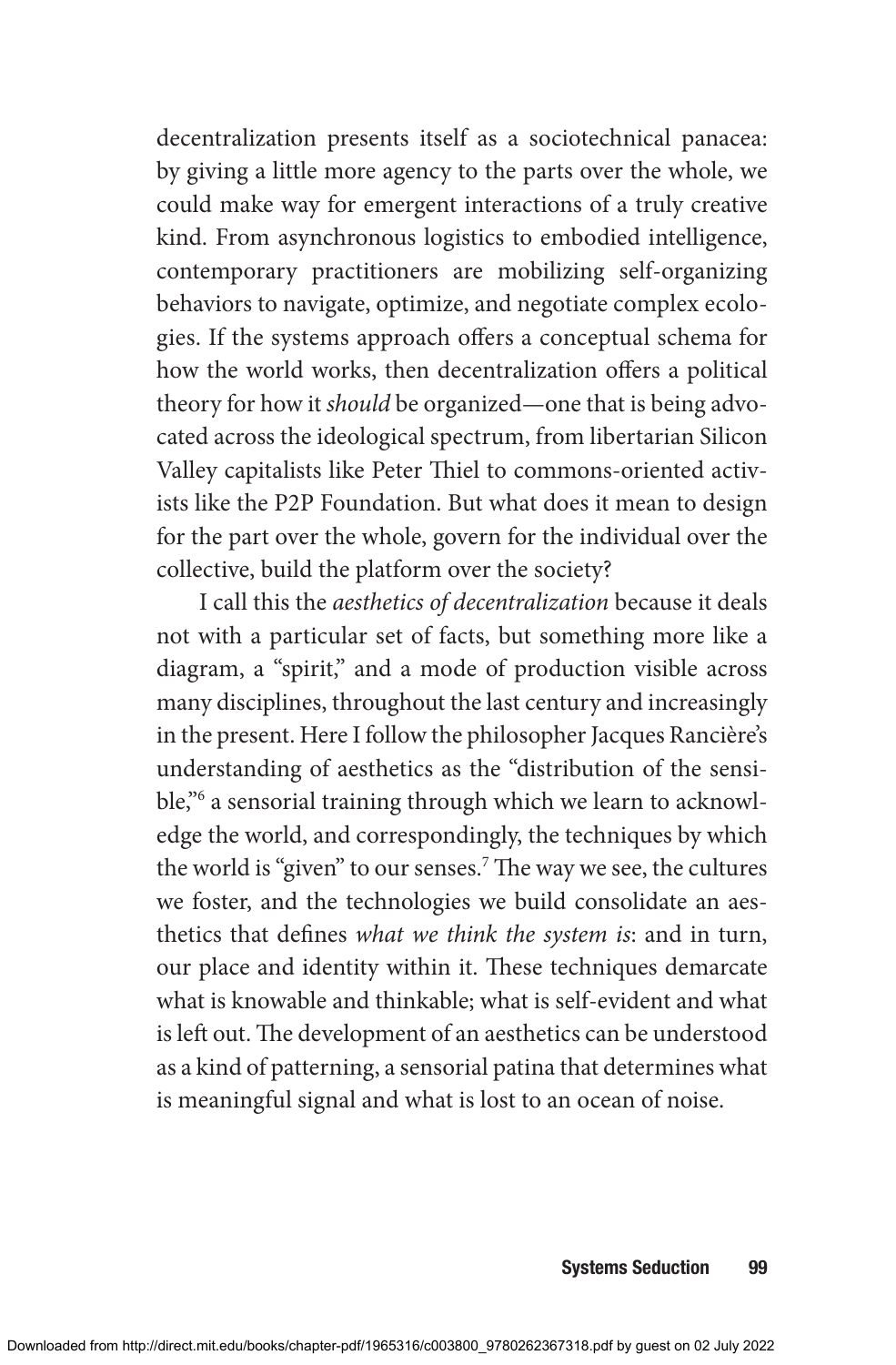decentralization presents itself as a sociotechnical panacea: by giving a little more agency to the parts over the whole, we could make way for emergent interactions of a truly creative kind. From asynchronous logistics to embodied intelligence, contemporary practitioners are mobilizing self-organizing behaviors to navigate, optimize, and negotiate complex ecologies. If the systems approach offers a conceptual schema for how the world works, then decentralization offers a political theory for how it *should* be organized—one that is being advocated across the ideological spectrum, from libertarian Silicon Valley capitalists like Peter Thiel to commons-oriented activists like the P2P Foundation. But what does it mean to design for the part over the whole, govern for the individual over the collective, build the platform over the society?

I call this the *aesthetics of decentralization* because it deals not with a particular set of facts, but something more like a diagram, a "spirit," and a mode of production visible across many disciplines, throughout the last century and increasingly in the present. Here I follow the philosopher Jacques Rancière's understanding of aesthetics as the "distribution of the sensible,"[6] a sensorial training through which we learn to acknowledge the world, and correspondingly, the techniques by which the world is "given" to our senses.[7] The way we see, the cultures we foster, and the technologies we build consolidate an aesthetics that defines *what we think the system is*: and in turn, our place and identity within it. These techniques demarcate what is knowable and thinkable; what is self-evident and what is left out. The development of an aesthetics can be understood as a kind of patterning, a sensorial patina that determines what is meaningful signal and what is lost to an ocean of noise.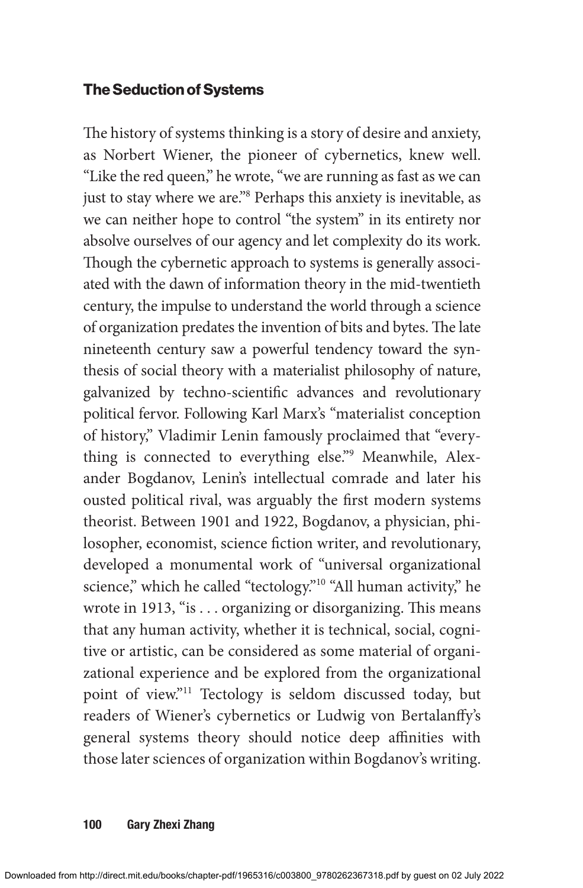### The Seduction of Systems

The history of systems thinking is a story of desire and anxiety, as Norbert Wiener, the pioneer of cybernetics, knew well. "Like the red queen," he wrote, "we are running as fast as we can just to stay where we are."[8] Perhaps this anxiety is inevitable, as we can neither hope to control "the system" in its entirety nor absolve ourselves of our agency and let complexity do its work. Though the cybernetic approach to systems is generally associated with the dawn of information theory in the mid-twentieth century, the impulse to understand the world through a science of organization predates the invention of bits and bytes. The late nineteenth century saw a powerful tendency toward the synthesis of social theory with a materialist philosophy of nature, galvanized by techno-scientific advances and revolutionary political fervor. Following Karl Marx's "materialist conception of history," Vladimir Lenin famously proclaimed that "everything is connected to everything else."[9] Meanwhile, Alexander Bogdanov, Lenin's intellectual comrade and later his ousted political rival, was arguably the first modern systems theorist. Between 1901 and 1922, Bogdanov, a physician, philosopher, economist, science fiction writer, and revolutionary, developed a monumental work of "universal organizational science," which he called "tectology."[10] "All human activity," he wrote in 1913, "is . . . organizing or disorganizing. This means that any human activity, whether it is technical, social, cognitive or artistic, can be considered as some material of organizational experience and be explored from the organizational point of view."[11] Tectology is seldom discussed today, but readers of Wiener's cybernetics or Ludwig von Bertalanffy's general systems theory should notice deep affinities with those later sciences of organization within Bogdanov's writing.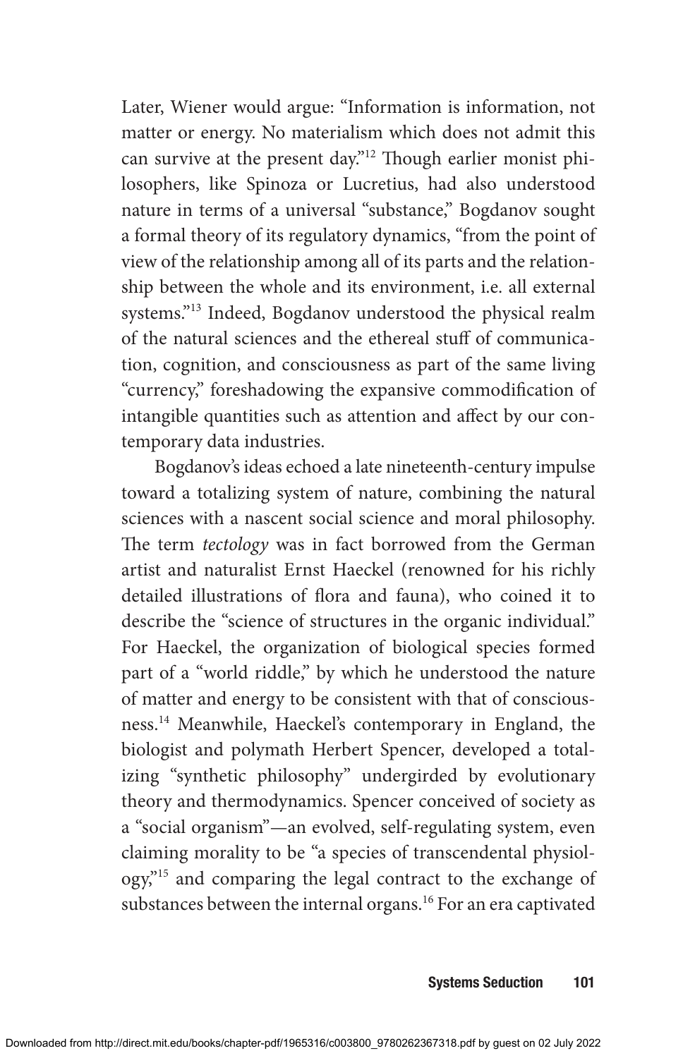Later, Wiener would argue: "Information is information, not matter or energy. No materialism which does not admit this can survive at the present day."[12] Though earlier monist philosophers, like Spinoza or Lucretius, had also understood nature in terms of a universal "substance," Bogdanov sought a formal theory of its regulatory dynamics, "from the point of view of the relationship among all of its parts and the relationship between the whole and its environment, i.e. all external systems."[13] Indeed, Bogdanov understood the physical realm of the natural sciences and the ethereal stuff of communication, cognition, and consciousness as part of the same living "currency," foreshadowing the expansive commodification of intangible quantities such as attention and affect by our contemporary data industries.

Bogdanov's ideas echoed a late nineteenth-century impulse toward a totalizing system of nature, combining the natural sciences with a nascent social science and moral philosophy. The term *tectology* was in fact borrowed from the German artist and naturalist Ernst Haeckel (renowned for his richly detailed illustrations of flora and fauna), who coined it to describe the "science of structures in the organic individual." For Haeckel, the organization of biological species formed part of a "world riddle," by which he understood the nature of matter and energy to be consistent with that of consciousness.[14] Meanwhile, Haeckel's contemporary in England, the biologist and polymath Herbert Spencer, developed a totalizing "synthetic philosophy" undergirded by evolutionary theory and thermodynamics. Spencer conceived of society as a "social organism"—an evolved, self-regulating system, even claiming morality to be "a species of transcendental physiology,"[15] and comparing the legal contract to the exchange of substances between the internal organs.[16] For an era captivated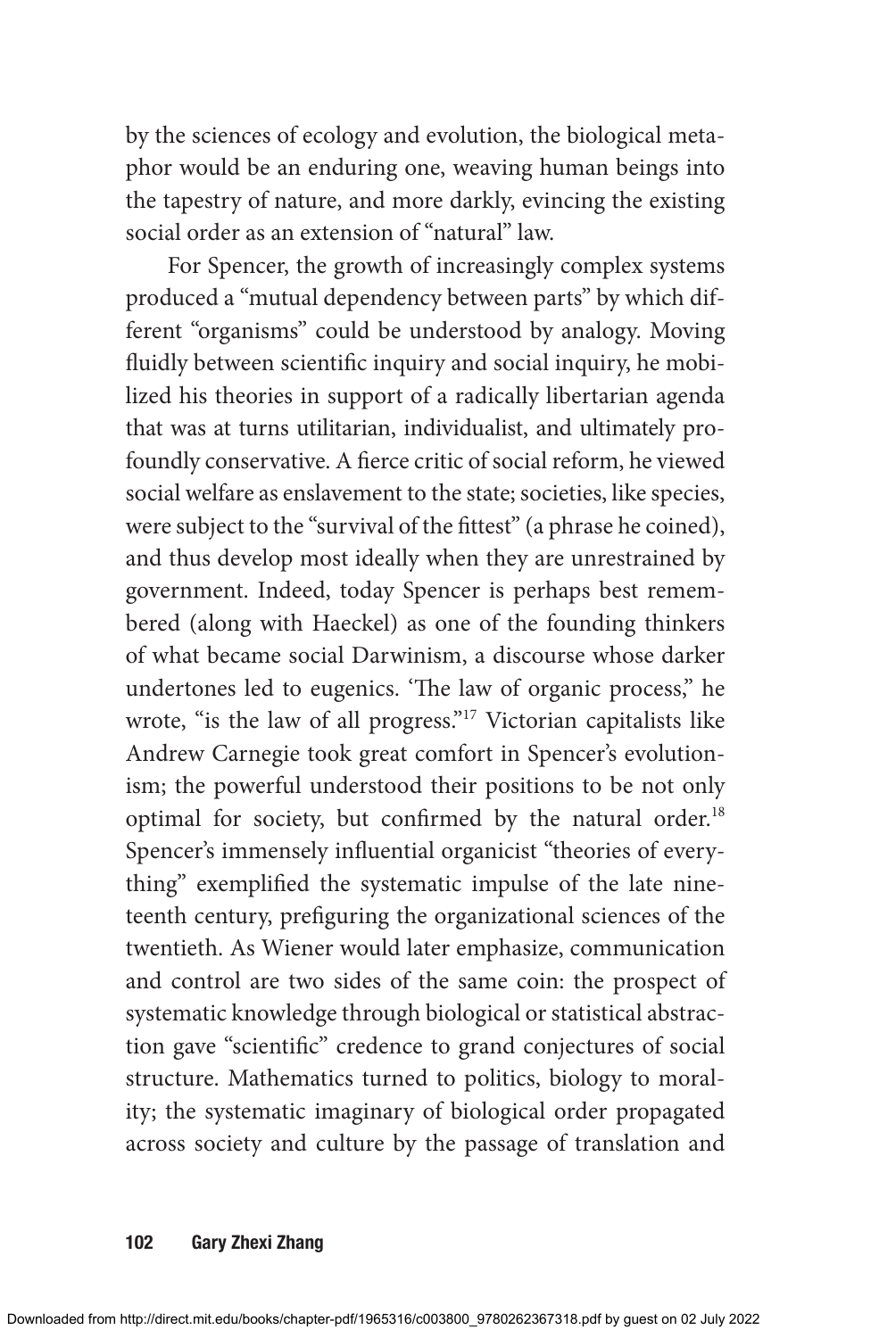by the sciences of ecology and evolution, the biological metaphor would be an enduring one, weaving human beings into the tapestry of nature, and more darkly, evincing the existing social order as an extension of "natural" law.

For Spencer, the growth of increasingly complex systems produced a "mutual dependency between parts" by which different "organisms" could be understood by analogy. Moving fluidly between scientific inquiry and social inquiry, he mobilized his theories in support of a radically libertarian agenda that was at turns utilitarian, individualist, and ultimately profoundly conservative. A fierce critic of social reform, he viewed social welfare as enslavement to the state; societies, like species, were subject to the "survival of the fittest" (a phrase he coined), and thus develop most ideally when they are unrestrained by government. Indeed, today Spencer is perhaps best remembered (along with Haeckel) as one of the founding thinkers of what became social Darwinism, a discourse whose darker undertones led to eugenics. 'The law of organic process," he wrote, "is the law of all progress."[17] Victorian capitalists like Andrew Carnegie took great comfort in Spencer's evolutionism; the powerful understood their positions to be not only optimal for society, but confirmed by the natural order.[18] Spencer's immensely influential organicist "theories of everything" exemplified the systematic impulse of the late nineteenth century, prefiguring the organizational sciences of the twentieth. As Wiener would later emphasize, communication and control are two sides of the same coin: the prospect of systematic knowledge through biological or statistical abstraction gave "scientific" credence to grand conjectures of social structure. Mathematics turned to politics, biology to morality; the systematic imaginary of biological order propagated across society and culture by the passage of translation and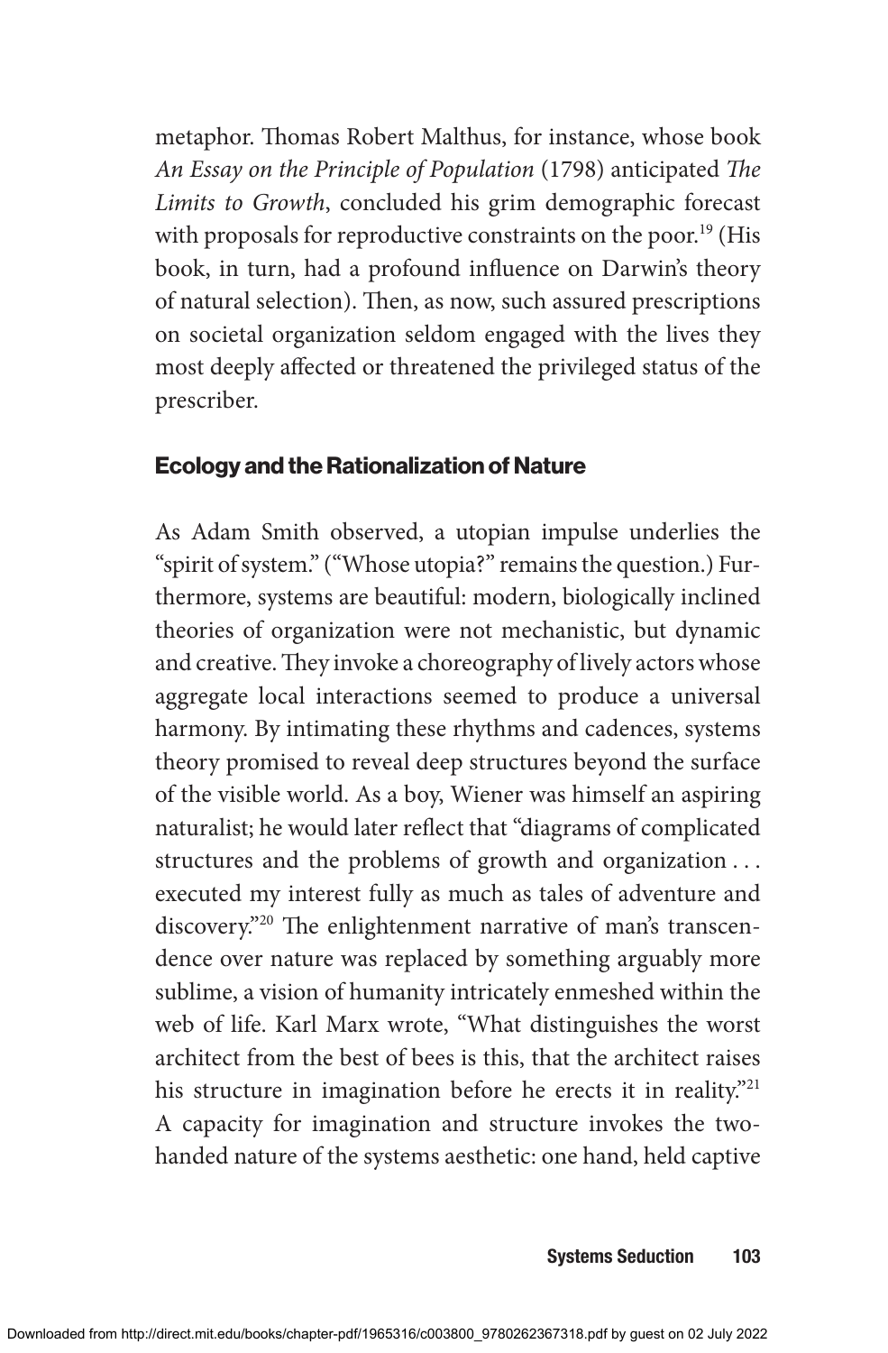metaphor. Thomas Robert Malthus, for instance, whose book *An Essay on the Principle of Population* (1798) anticipated *The Limits to Growth*, concluded his grim demographic forecast with proposals for reproductive constraints on the poor.[19] (His book, in turn, had a profound influence on Darwin's theory of natural selection). Then, as now, such assured prescriptions on societal organization seldom engaged with the lives they most deeply affected or threatened the privileged status of the prescriber.

## Ecology and the Rationalization of Nature

As Adam Smith observed, a utopian impulse underlies the "spirit of system." ("Whose utopia?" remains the question.) Furthermore, systems are beautiful: modern, biologically inclined theories of organization were not mechanistic, but dynamic and creative. They invoke a choreography of lively actors whose aggregate local interactions seemed to produce a universal harmony. By intimating these rhythms and cadences, systems theory promised to reveal deep structures beyond the surface of the visible world. As a boy, Wiener was himself an aspiring naturalist; he would later reflect that "diagrams of complicated structures and the problems of growth and organization . . . executed my interest fully as much as tales of adventure and discovery."[20] The enlightenment narrative of man's transcendence over nature was replaced by something arguably more sublime, a vision of humanity intricately enmeshed within the web of life. Karl Marx wrote, "What distinguishes the worst architect from the best of bees is this, that the architect raises his structure in imagination before he erects it in reality."[21] A capacity for imagination and structure invokes the two-handed nature of the systems aesthetic: one hand, held captive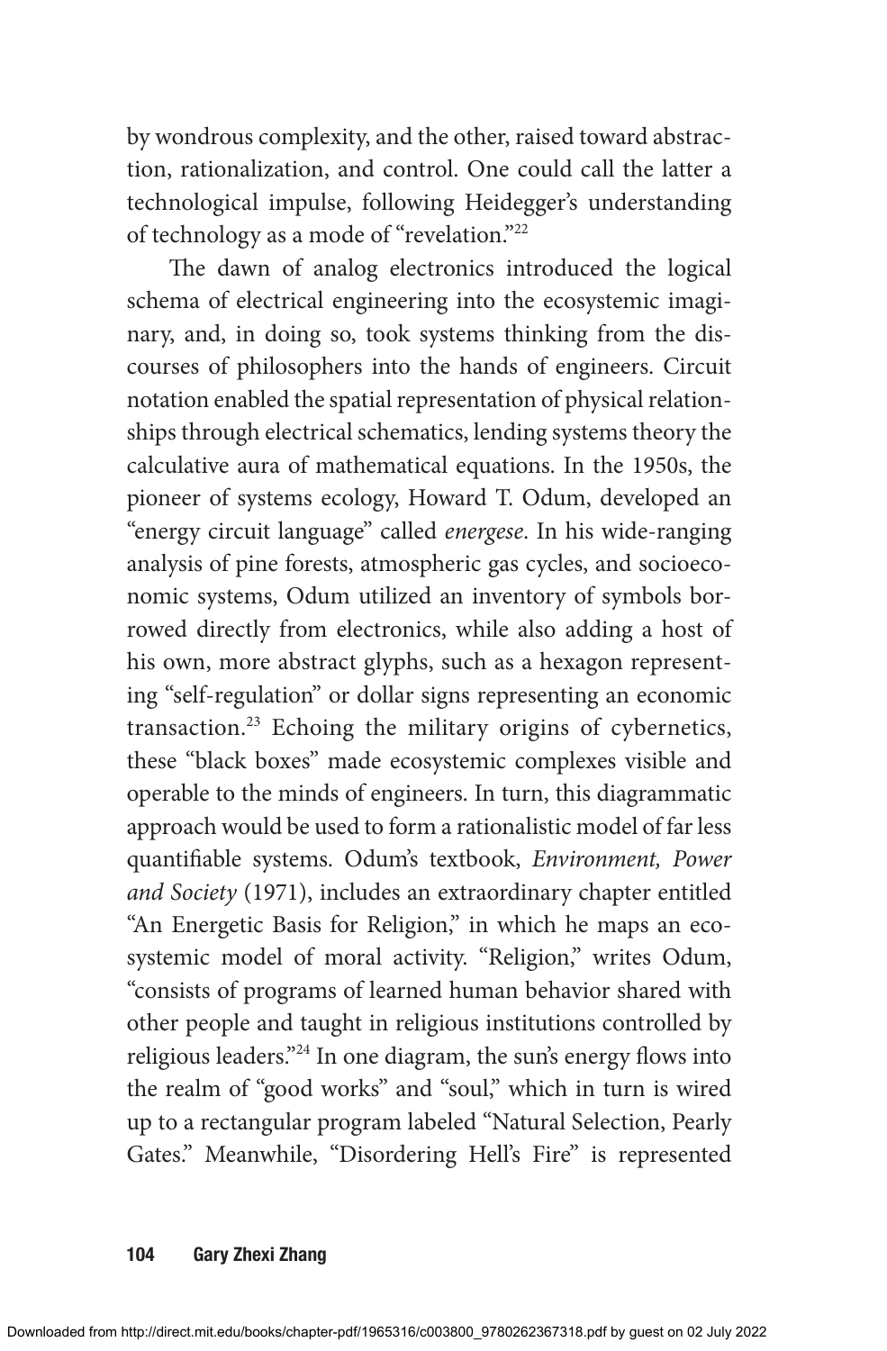by wondrous complexity, and the other, raised toward abstraction, rationalization, and control. One could call the latter a technological impulse, following Heidegger's understanding of technology as a mode of "revelation."[22]

The dawn of analog electronics introduced the logical schema of electrical engineering into the ecosystemic imaginary, and, in doing so, took systems thinking from the discourses of philosophers into the hands of engineers. Circuit notation enabled the spatial representation of physical relationships through electrical schematics, lending systems theory the calculative aura of mathematical equations. In the 1950s, the pioneer of systems ecology, Howard T. Odum, developed an "energy circuit language" called *energese*. In his wide-ranging analysis of pine forests, atmospheric gas cycles, and socioeconomic systems, Odum utilized an inventory of symbols borrowed directly from electronics, while also adding a host of his own, more abstract glyphs, such as a hexagon representing "self-regulation" or dollar signs representing an economic transaction.[23] Echoing the military origins of cybernetics, these "black boxes" made ecosystemic complexes visible and operable to the minds of engineers. In turn, this diagrammatic approach would be used to form a rationalistic model of far less quantifiable systems. Odum's textbook, *Environment, Power and Society* (1971), includes an extraordinary chapter entitled "An Energetic Basis for Religion," in which he maps an ecosystemic model of moral activity. "Religion," writes Odum, "consists of programs of learned human behavior shared with other people and taught in religious institutions controlled by religious leaders."[24] In one diagram, the sun's energy flows into the realm of "good works" and "soul," which in turn is wired up to a rectangular program labeled "Natural Selection, Pearly Gates." Meanwhile, "Disordering Hell's Fire" is represented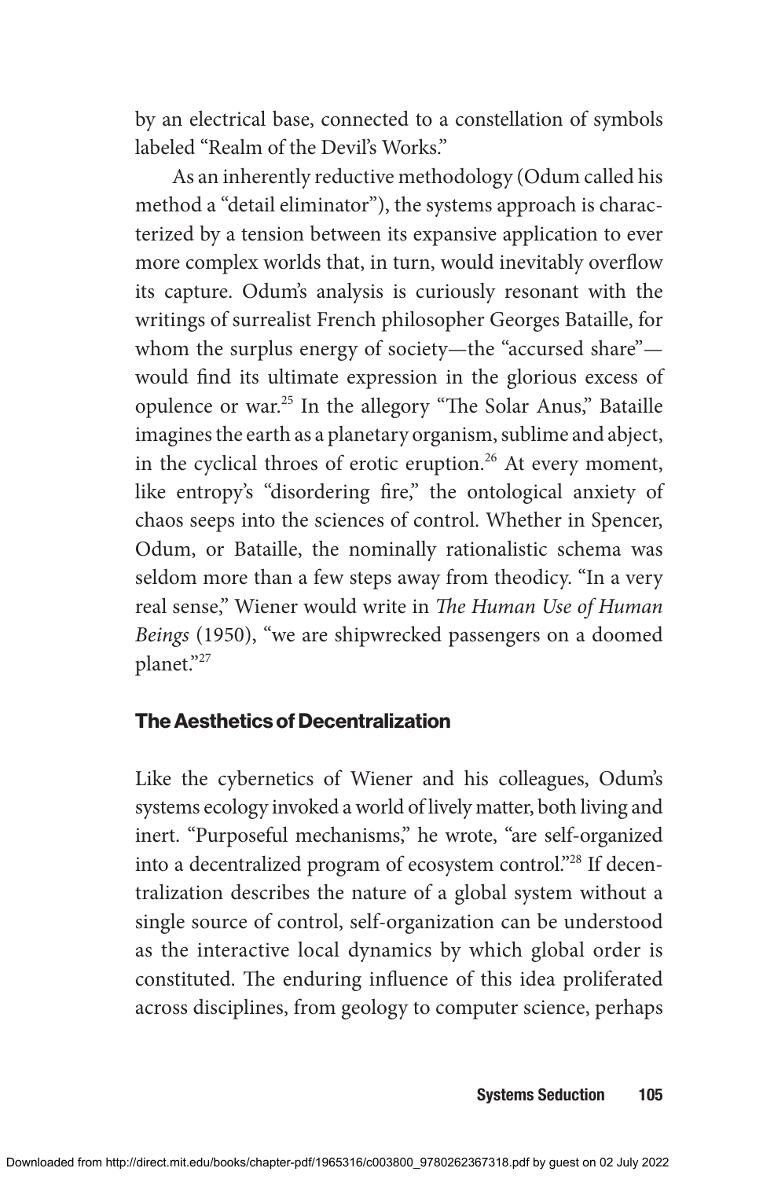by an electrical base, connected to a constellation of symbols labeled "Realm of the Devil's Works."

As an inherently reductive methodology (Odum called his method a "detail eliminator"), the systems approach is characterized by a tension between its expansive application to ever more complex worlds that, in turn, would inevitably overflow its capture. Odum's analysis is curiously resonant with the writings of surrealist French philosopher Georges Bataille, for whom the surplus energy of society—the "accursed share"—would find its ultimate expression in the glorious excess of opulence or war.[25] In the allegory "The Solar Anus," Bataille imagines the earth as a planetary organism, sublime and abject, in the cyclical throes of erotic eruption.[26] At every moment, like entropy's "disordering fire," the ontological anxiety of chaos seeps into the sciences of control. Whether in Spencer, Odum, or Bataille, the nominally rationalistic schema was seldom more than a few steps away from theodicy. "In a very real sense," Wiener would write in *The Human Use of Human Beings* (1950), "we are shipwrecked passengers on a doomed planet."[27]

## The Aesthetics of Decentralization

Like the cybernetics of Wiener and his colleagues, Odum's systems ecology invoked a world of lively matter, both living and inert. "Purposeful mechanisms," he wrote, "are self-organized into a decentralized program of ecosystem control."[28] If decentralization describes the nature of a global system without a single source of control, self-organization can be understood as the interactive local dynamics by which global order is constituted. The enduring influence of this idea proliferated across disciplines, from geology to computer science, perhaps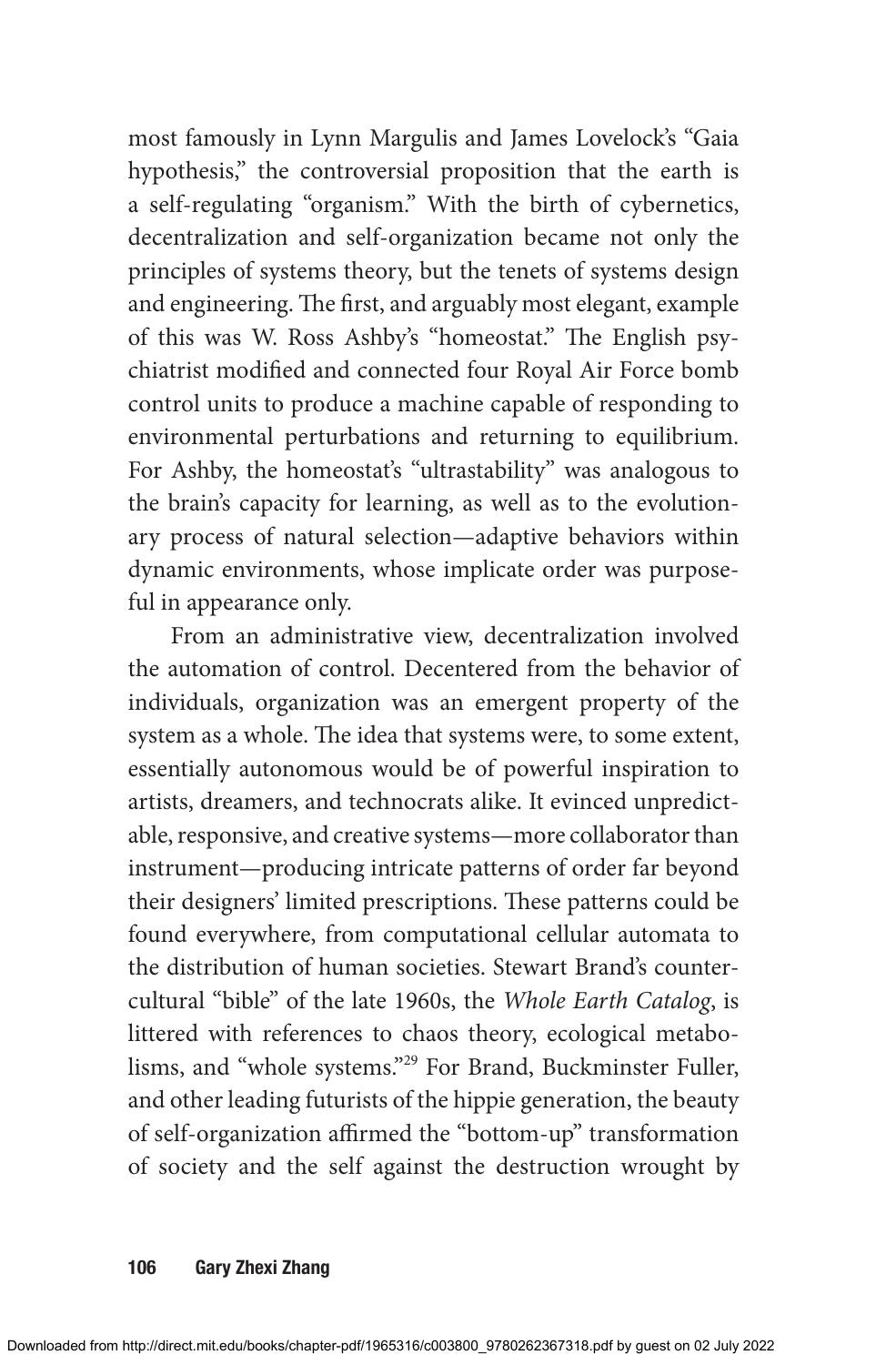most famously in Lynn Margulis and James Lovelock's "Gaia hypothesis," the controversial proposition that the earth is a self-regulating "organism." With the birth of cybernetics, decentralization and self-organization became not only the principles of systems theory, but the tenets of systems design and engineering. The first, and arguably most elegant, example of this was W. Ross Ashby's "homeostat." The English psychiatrist modified and connected four Royal Air Force bomb control units to produce a machine capable of responding to environmental perturbations and returning to equilibrium. For Ashby, the homeostat's "ultrastability" was analogous to the brain's capacity for learning, as well as to the evolutionary process of natural selection—adaptive behaviors within dynamic environments, whose implicate order was purposeful in appearance only.

From an administrative view, decentralization involved the automation of control. Decentered from the behavior of individuals, organization was an emergent property of the system as a whole. The idea that systems were, to some extent, essentially autonomous would be of powerful inspiration to artists, dreamers, and technocrats alike. It evinced unpredictable, responsive, and creative systems—more collaborator than instrument—producing intricate patterns of order far beyond their designers' limited prescriptions. These patterns could be found everywhere, from computational cellular automata to the distribution of human societies. Stewart Brand's countercultural "bible" of the late 1960s, the *Whole Earth Catalog*, is littered with references to chaos theory, ecological metabolisms, and "whole systems."[29] For Brand, Buckminster Fuller, and other leading futurists of the hippie generation, the beauty of self-organization affirmed the "bottom-up" transformation of society and the self against the destruction wrought by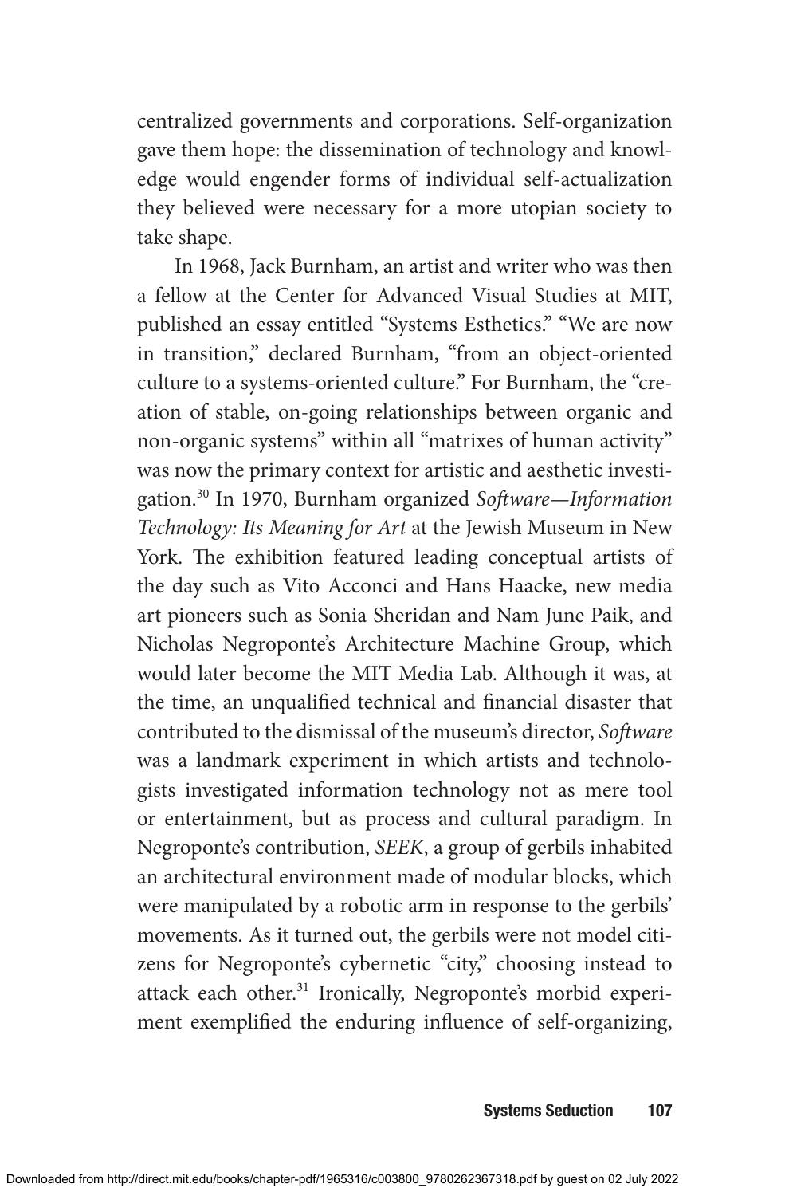centralized governments and corporations. Self-organization gave them hope: the dissemination of technology and knowledge would engender forms of individual self-actualization they believed were necessary for a more utopian society to take shape.

In 1968, Jack Burnham, an artist and writer who was then a fellow at the Center for Advanced Visual Studies at MIT, published an essay entitled "Systems Esthetics." "We are now in transition," declared Burnham, "from an object-oriented culture to a systems-oriented culture." For Burnham, the "creation of stable, on-going relationships between organic and non-organic systems" within all "matrixes of human activity" was now the primary context for artistic and aesthetic investigation.[30] In 1970, Burnham organized *Software—Information Technology: Its Meaning for Art* at the Jewish Museum in New York. The exhibition featured leading conceptual artists of the day such as Vito Acconci and Hans Haacke, new media art pioneers such as Sonia Sheridan and Nam June Paik, and Nicholas Negroponte's Architecture Machine Group, which would later become the MIT Media Lab. Although it was, at the time, an unqualified technical and financial disaster that contributed to the dismissal of the museum's director, *Software* was a landmark experiment in which artists and technologists investigated information technology not as mere tool or entertainment, but as process and cultural paradigm. In Negroponte's contribution, *SEEK*, a group of gerbils inhabited an architectural environment made of modular blocks, which were manipulated by a robotic arm in response to the gerbils' movements. As it turned out, the gerbils were not model citizens for Negroponte's cybernetic "city," choosing instead to attack each other.[31] Ironically, Negroponte's morbid experiment exemplified the enduring influence of self-organizing,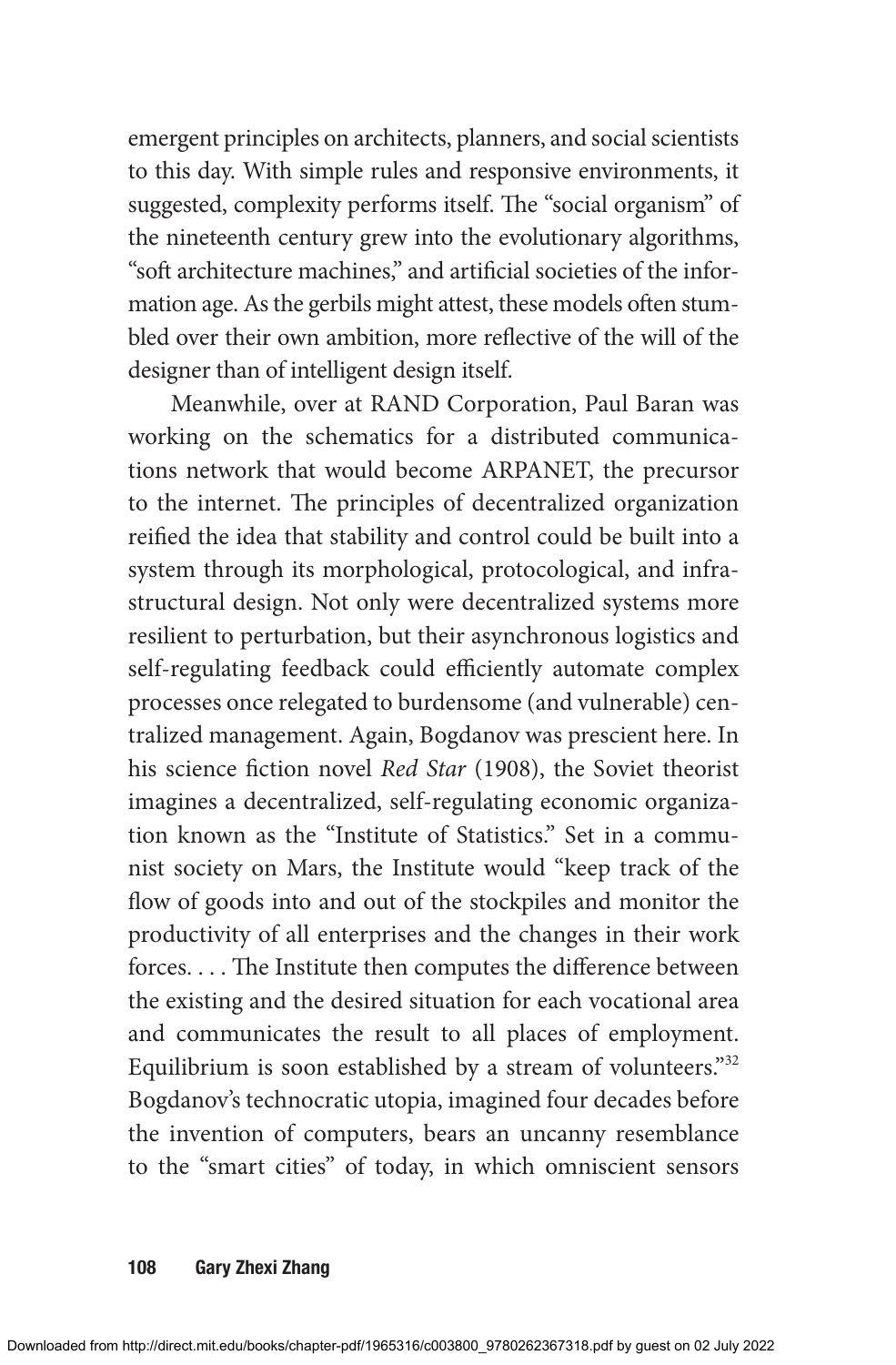emergent principles on architects, planners, and social scientists to this day. With simple rules and responsive environments, it suggested, complexity performs itself. The "social organism" of the nineteenth century grew into the evolutionary algorithms, "soft architecture machines," and artificial societies of the information age. As the gerbils might attest, these models often stumbled over their own ambition, more reflective of the will of the designer than of intelligent design itself.

Meanwhile, over at RAND Corporation, Paul Baran was working on the schematics for a distributed communications network that would become ARPANET, the precursor to the internet. The principles of decentralized organization reified the idea that stability and control could be built into a system through its morphological, protocological, and infrastructural design. Not only were decentralized systems more resilient to perturbation, but their asynchronous logistics and self-regulating feedback could efficiently automate complex processes once relegated to burdensome (and vulnerable) centralized management. Again, Bogdanov was prescient here. In his science fiction novel *Red Star* (1908), the Soviet theorist imagines a decentralized, self-regulating economic organization known as the "Institute of Statistics." Set in a communist society on Mars, the Institute would "keep track of the flow of goods into and out of the stockpiles and monitor the productivity of all enterprises and the changes in their work forces. . . . The Institute then computes the difference between the existing and the desired situation for each vocational area and communicates the result to all places of employment. Equilibrium is soon established by a stream of volunteers."[32] Bogdanov's technocratic utopia, imagined four decades before the invention of computers, bears an uncanny resemblance to the "smart cities" of today, in which omniscient sensors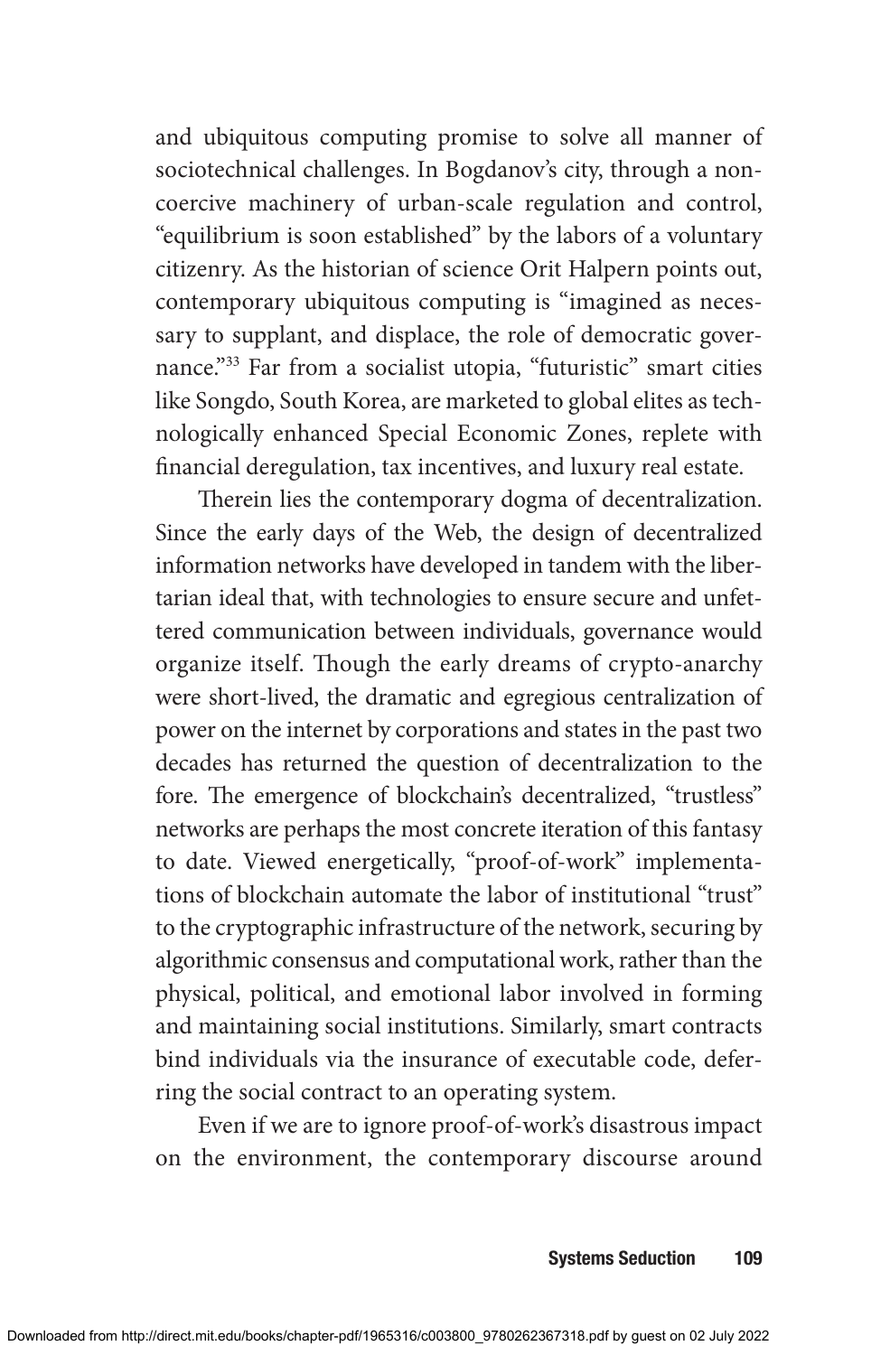and ubiquitous computing promise to solve all manner of sociotechnical challenges. In Bogdanov's city, through a noncoercive machinery of urban-scale regulation and control, "equilibrium is soon established" by the labors of a voluntary citizenry. As the historian of science Orit Halpern points out, contemporary ubiquitous computing is "imagined as necessary to supplant, and displace, the role of democratic governance."[33] Far from a socialist utopia, "futuristic" smart cities like Songdo, South Korea, are marketed to global elites as technologically enhanced Special Economic Zones, replete with financial deregulation, tax incentives, and luxury real estate.

Therein lies the contemporary dogma of decentralization. Since the early days of the Web, the design of decentralized information networks have developed in tandem with the libertarian ideal that, with technologies to ensure secure and unfettered communication between individuals, governance would organize itself. Though the early dreams of crypto-anarchy were short-lived, the dramatic and egregious centralization of power on the internet by corporations and states in the past two decades has returned the question of decentralization to the fore. The emergence of blockchain's decentralized, "trustless" networks are perhaps the most concrete iteration of this fantasy to date. Viewed energetically, "proof-of-work" implementations of blockchain automate the labor of institutional "trust" to the cryptographic infrastructure of the network, securing by algorithmic consensus and computational work, rather than the physical, political, and emotional labor involved in forming and maintaining social institutions. Similarly, smart contracts bind individuals via the insurance of executable code, deferring the social contract to an operating system.

Even if we are to ignore proof-of-work's disastrous impact on the environment, the contemporary discourse around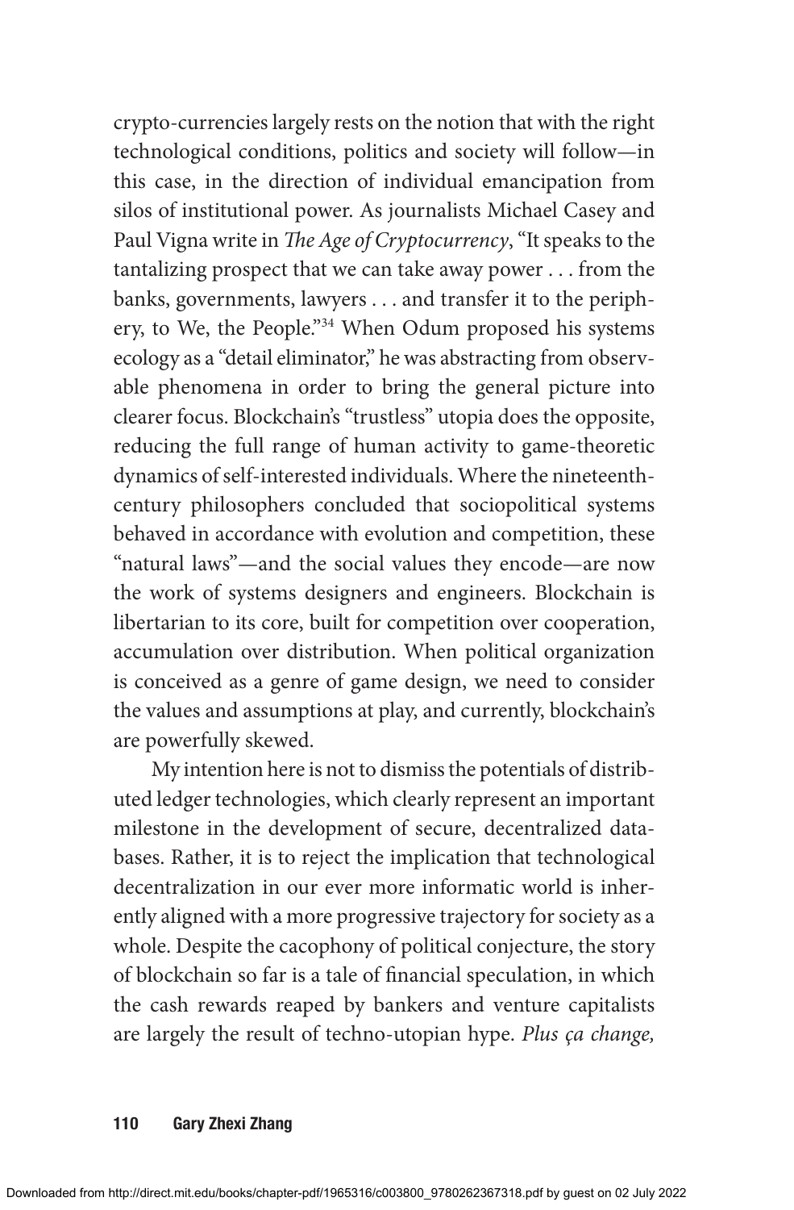crypto-currencies largely rests on the notion that with the right technological conditions, politics and society will follow—in this case, in the direction of individual emancipation from silos of institutional power. As journalists Michael Casey and Paul Vigna write in *The Age of Cryptocurrency*, "It speaks to the tantalizing prospect that we can take away power . . . from the banks, governments, lawyers . . . and transfer it to the periphery, to We, the People."[34] When Odum proposed his systems ecology as a "detail eliminator," he was abstracting from observable phenomena in order to bring the general picture into clearer focus. Blockchain's "trustless" utopia does the opposite, reducing the full range of human activity to game-theoretic dynamics of self-interested individuals. Where the nineteenth-century philosophers concluded that sociopolitical systems behaved in accordance with evolution and competition, these "natural laws"—and the social values they encode—are now the work of systems designers and engineers. Blockchain is libertarian to its core, built for competition over cooperation, accumulation over distribution. When political organization is conceived as a genre of game design, we need to consider the values and assumptions at play, and currently, blockchain's are powerfully skewed.

My intention here is not to dismiss the potentials of distributed ledger technologies, which clearly represent an important milestone in the development of secure, decentralized databases. Rather, it is to reject the implication that technological decentralization in our ever more informatic world is inherently aligned with a more progressive trajectory for society as a whole. Despite the cacophony of political conjecture, the story of blockchain so far is a tale of financial speculation, in which the cash rewards reaped by bankers and venture capitalists are largely the result of techno-utopian hype. *Plus ça change,*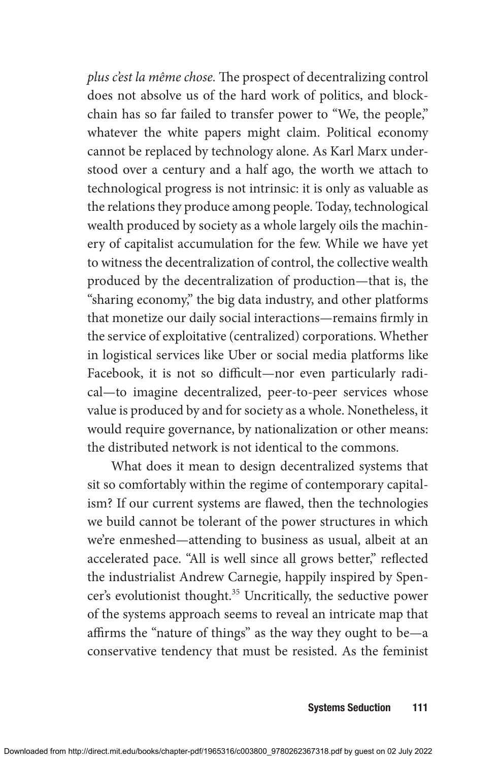*plus c'est la même chose*. The prospect of decentralizing control does not absolve us of the hard work of politics, and blockchain has so far failed to transfer power to "We, the people," whatever the white papers might claim. Political economy cannot be replaced by technology alone. As Karl Marx understood over a century and a half ago, the worth we attach to technological progress is not intrinsic: it is only as valuable as the relations they produce among people. Today, technological wealth produced by society as a whole largely oils the machinery of capitalist accumulation for the few. While we have yet to witness the decentralization of control, the collective wealth produced by the decentralization of production—that is, the "sharing economy," the big data industry, and other platforms that monetize our daily social interactions—remains firmly in the service of exploitative (centralized) corporations. Whether in logistical services like Uber or social media platforms like Facebook, it is not so difficult—nor even particularly radical—to imagine decentralized, peer-to-peer services whose value is produced by and for society as a whole. Nonetheless, it would require governance, by nationalization or other means: the distributed network is not identical to the commons.

What does it mean to design decentralized systems that sit so comfortably within the regime of contemporary capitalism? If our current systems are flawed, then the technologies we build cannot be tolerant of the power structures in which we're enmeshed—attending to business as usual, albeit at an accelerated pace. "All is well since all grows better," reflected the industrialist Andrew Carnegie, happily inspired by Spencer's evolutionist thought.[35] Uncritically, the seductive power of the systems approach seems to reveal an intricate map that affirms the "nature of things" as the way they ought to be—a conservative tendency that must be resisted. As the feminist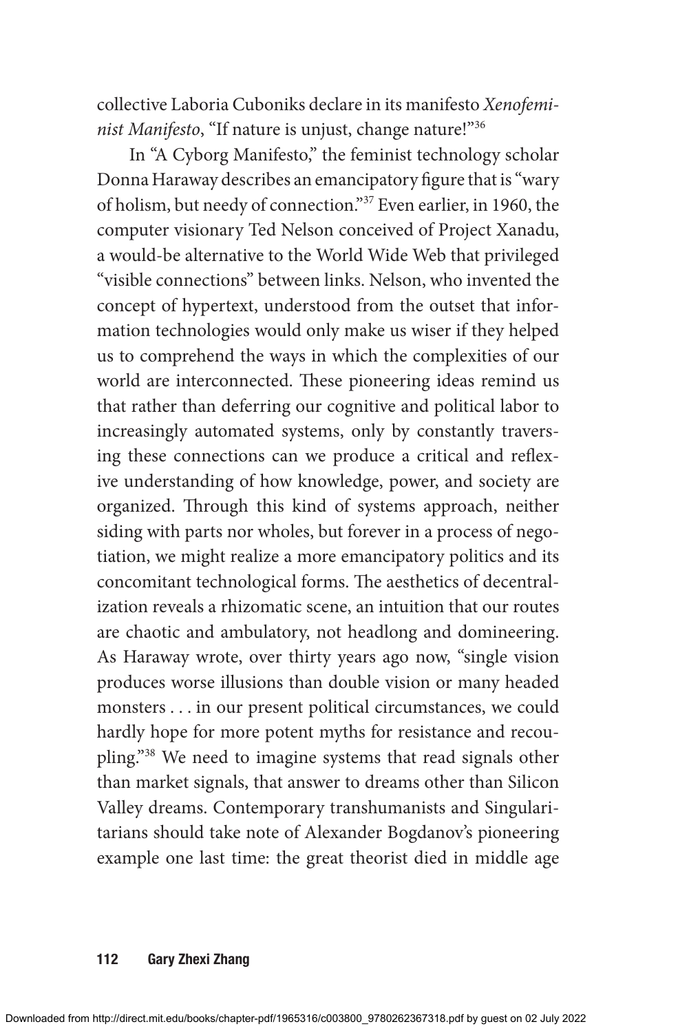collective Laboria Cuboniks declare in its manifesto *Xenofeminist Manifesto*, “If nature is unjust, change nature!”[36]

In “A Cyborg Manifesto,” the feminist technology scholar Donna Haraway describes an emancipatory figure that is “wary of holism, but needy of connection.”[37] Even earlier, in 1960, the computer visionary Ted Nelson conceived of Project Xanadu, a would-be alternative to the World Wide Web that privileged “visible connections” between links. Nelson, who invented the concept of hypertext, understood from the outset that information technologies would only make us wiser if they helped us to comprehend the ways in which the complexities of our world are interconnected. These pioneering ideas remind us that rather than deferring our cognitive and political labor to increasingly automated systems, only by constantly traversing these connections can we produce a critical and reflexive understanding of how knowledge, power, and society are organized. Through this kind of systems approach, neither siding with parts nor wholes, but forever in a process of negotiation, we might realize a more emancipatory politics and its concomitant technological forms. The aesthetics of decentralization reveals a rhizomatic scene, an intuition that our routes are chaotic and ambulatory, not headlong and domineering. As Haraway wrote, over thirty years ago now, “single vision produces worse illusions than double vision or many headed monsters . . . in our present political circumstances, we could hardly hope for more potent myths for resistance and recoupling.”[38] We need to imagine systems that read signals other than market signals, that answer to dreams other than Silicon Valley dreams. Contemporary transhumanists and Singularitarians should take note of Alexander Bogdanov’s pioneering example one last time: the great theorist died in middle age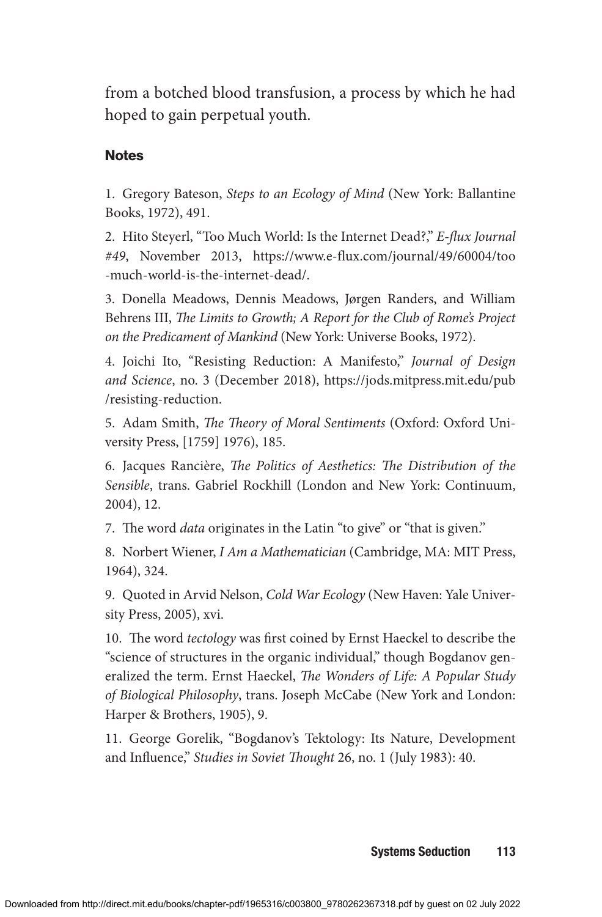from a botched blood transfusion, a process by which he had hoped to gain perpetual youth.

### Notes

1. Gregory Bateson, *Steps to an Ecology of Mind* (New York: Ballantine Books, 1972), 491.

2. Hito Steyerl, "Too Much World: Is the Internet Dead?," *E-flux Journal #49*, November 2013, https://www.e-flux.com/journal/49/60004/too-much-world-is-the-internet-dead/.

3. Donella Meadows, Dennis Meadows, Jørgen Randers, and William Behrens III, *The Limits to Growth; A Report for the Club of Rome's Project on the Predicament of Mankind* (New York: Universe Books, 1972).

4. Joichi Ito, "Resisting Reduction: A Manifesto," *Journal of Design and Science*, no. 3 (December 2018), https://jods.mitpress.mit.edu/pub/resisting-reduction.

5. Adam Smith, *The Theory of Moral Sentiments* (Oxford: Oxford University Press, [1759] 1976), 185.

6. Jacques Rancière, *The Politics of Aesthetics: The Distribution of the Sensible*, trans. Gabriel Rockhill (London and New York: Continuum, 2004), 12.

7. The word *data* originates in the Latin "to give" or "that is given."

8. Norbert Wiener, *I Am a Mathematician* (Cambridge, MA: MIT Press, 1964), 324.

9. Quoted in Arvid Nelson, *Cold War Ecology* (New Haven: Yale University Press, 2005), xvi.

10. The word *tectology* was first coined by Ernst Haeckel to describe the "science of structures in the organic individual," though Bogdanov generalized the term. Ernst Haeckel, *The Wonders of Life: A Popular Study of Biological Philosophy*, trans. Joseph McCabe (New York and London: Harper & Brothers, 1905), 9.

11. George Gorelik, "Bogdanov's Tektology: Its Nature, Development and Influence," *Studies in Soviet Thought* 26, no. 1 (July 1983): 40.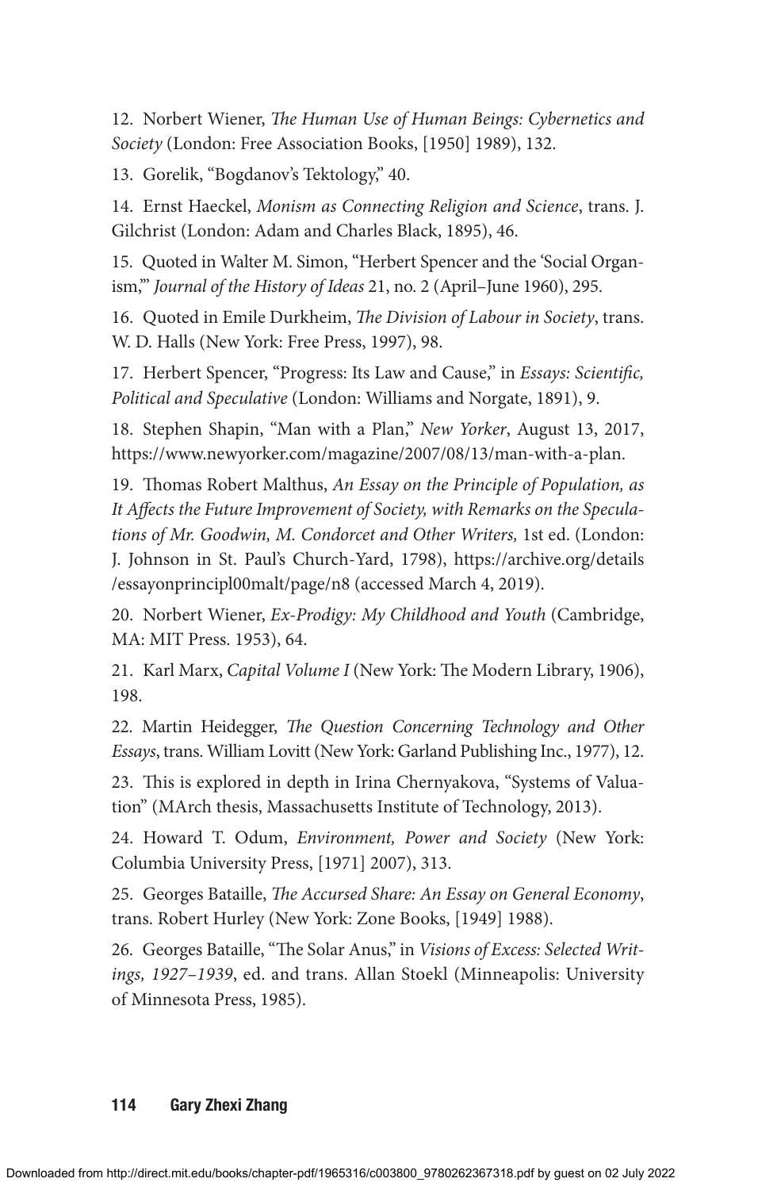12. Norbert Wiener, *The Human Use of Human Beings: Cybernetics and Society* (London: Free Association Books, [1950] 1989), 132.

13. Gorelik, "Bogdanov's Tektology," 40.

14. Ernst Haeckel, *Monism as Connecting Religion and Science*, trans. J. Gilchrist (London: Adam and Charles Black, 1895), 46.

15. Quoted in Walter M. Simon, "Herbert Spencer and the 'Social Organism,'" *Journal of the History of Ideas* 21, no. 2 (April–June 1960), 295.

16. Quoted in Emile Durkheim, *The Division of Labour in Society*, trans. W. D. Halls (New York: Free Press, 1997), 98.

17. Herbert Spencer, "Progress: Its Law and Cause," in *Essays: Scientific, Political and Speculative* (London: Williams and Norgate, 1891), 9.

18. Stephen Shapin, "Man with a Plan," *New Yorker*, August 13, 2017, https://www.newyorker.com/magazine/2007/08/13/man-with-a-plan.

19. Thomas Robert Malthus, *An Essay on the Principle of Population, as It Affects the Future Improvement of Society, with Remarks on the Speculations of Mr. Goodwin, M. Condorcet and Other Writers,* 1st ed. (London: J. Johnson in St. Paul's Church-Yard, 1798), https://archive.org/details/essayonprincipl00malt/page/n8 (accessed March 4, 2019).

20. Norbert Wiener, *Ex-Prodigy: My Childhood and Youth* (Cambridge, MA: MIT Press. 1953), 64.

21. Karl Marx, *Capital Volume I* (New York: The Modern Library, 1906), 198.

22. Martin Heidegger, *The Question Concerning Technology and Other Essays*, trans. William Lovitt (New York: Garland Publishing Inc., 1977), 12.

23. This is explored in depth in Irina Chernyakova, "Systems of Valuation" (MArch thesis, Massachusetts Institute of Technology, 2013).

24. Howard T. Odum, *Environment, Power and Society* (New York: Columbia University Press, [1971] 2007), 313.

25. Georges Bataille, *The Accursed Share: An Essay on General Economy*, trans. Robert Hurley (New York: Zone Books, [1949] 1988).

26. Georges Bataille, "The Solar Anus," in *Visions of Excess: Selected Writings, 1927–1939*, ed. and trans. Allan Stoekl (Minneapolis: University of Minnesota Press, 1985).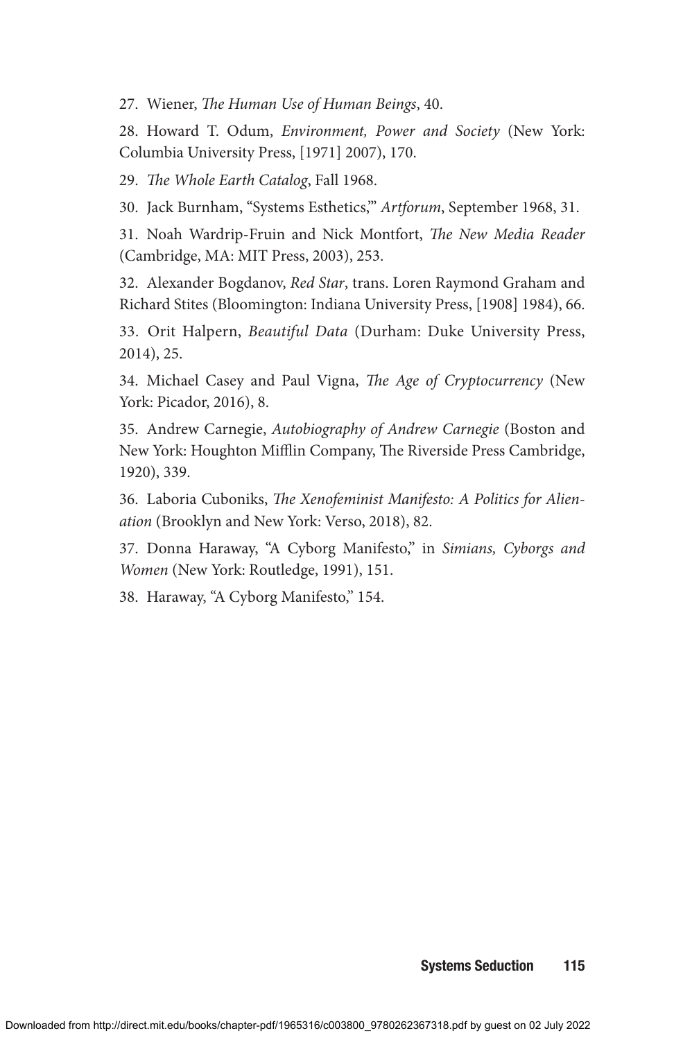27. Wiener, *The Human Use of Human Beings*, 40.

28. Howard T. Odum, *Environment, Power and Society* (New York: Columbia University Press, [1971] 2007), 170.

29. *The Whole Earth Catalog*, Fall 1968.

30. Jack Burnham, "Systems Esthetics,'" *Artforum*, September 1968, 31.

31. Noah Wardrip-Fruin and Nick Montfort, *The New Media Reader* (Cambridge, MA: MIT Press, 2003), 253.

32. Alexander Bogdanov, *Red Star*, trans. Loren Raymond Graham and Richard Stites (Bloomington: Indiana University Press, [1908] 1984), 66.

33. Orit Halpern, *Beautiful Data* (Durham: Duke University Press, 2014), 25.

34. Michael Casey and Paul Vigna, *The Age of Cryptocurrency* (New York: Picador, 2016), 8.

35. Andrew Carnegie, *Autobiography of Andrew Carnegie* (Boston and New York: Houghton Mifflin Company, The Riverside Press Cambridge, 1920), 339.

36. Laboria Cuboniks, *The Xenofeminist Manifesto: A Politics for Alienation* (Brooklyn and New York: Verso, 2018), 82.

37. Donna Haraway, "A Cyborg Manifesto," in *Simians, Cyborgs and Women* (New York: Routledge, 1991), 151.

38. Haraway, "A Cyborg Manifesto," 154.